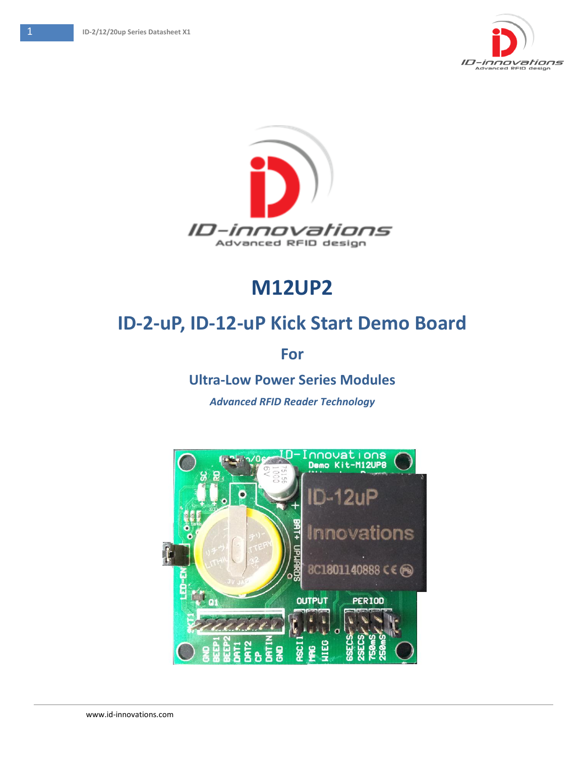# M12UP2

## ID-2-uP, ID-12-uP Kick Start Demo Board

### For

### Ultra-Low Power Series Modules

*Advanced RFID Reader Technology*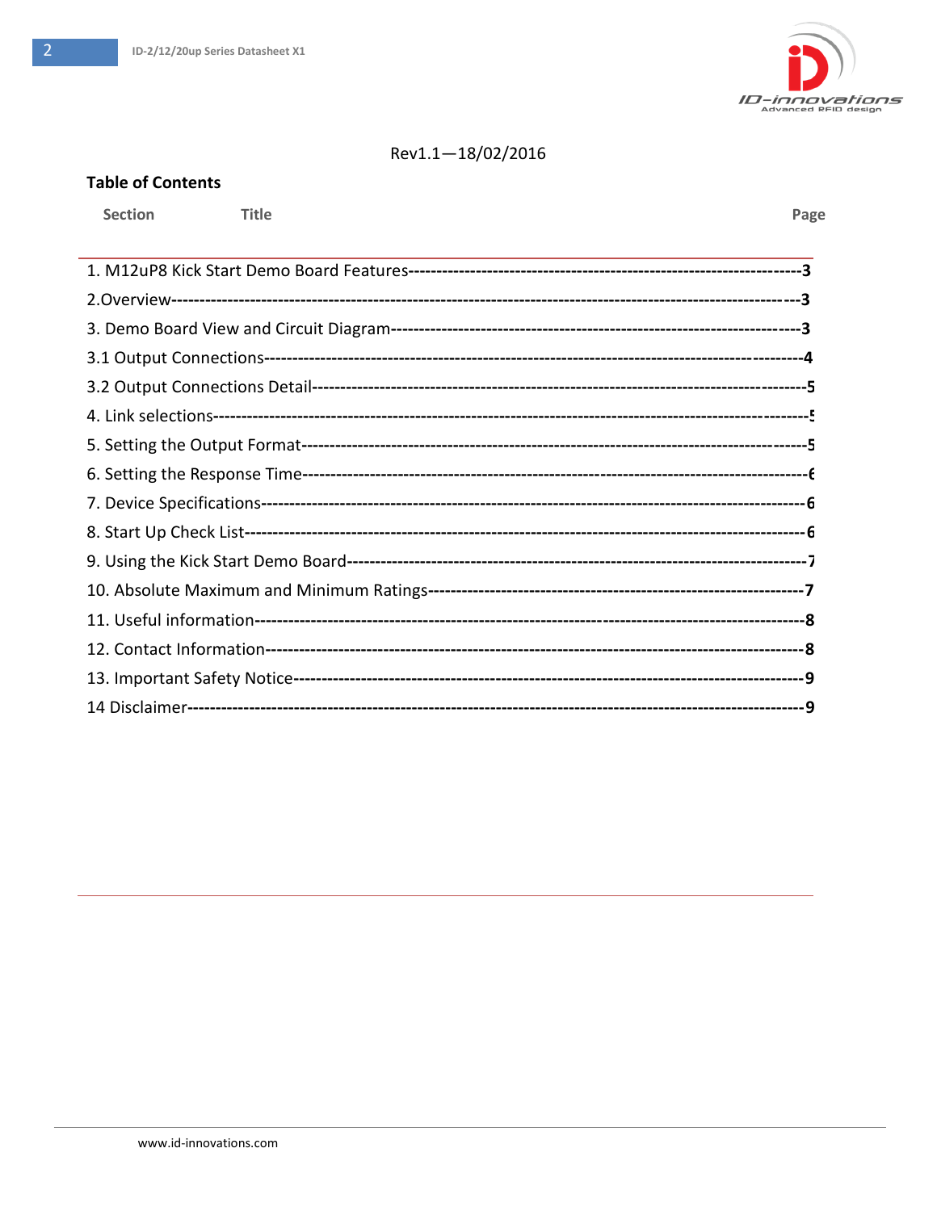Rev1.1—18/02/2016

**Table of Contents**

| Section / Title | Page |
|---|---|
| 1. M12uP8 Kick Start Demo Board Features | 3 |
| 2.Overview | 3 |
| 3. Demo Board View and Circuit Diagram | 3 |
| 3.1 Output Connections | 4 |
| 3.2 Output Connections Detail | 5 |
| 4. Link selections | 5 |
| 5. Setting the Output Format | 5 |
| 6. Setting the Response Time | 6 |
| 7. Device Specifications | 6 |
| 8. Start Up Check List | 6 |
| 9. Using the Kick Start Demo Board | 7 |
| 10. Absolute Maximum and Minimum Ratings | 7 |
| 11. Useful information | 8 |
| 12. Contact Information | 8 |
| 13. Important Safety Notice | 9 |
| 14 Disclaimer | 9 |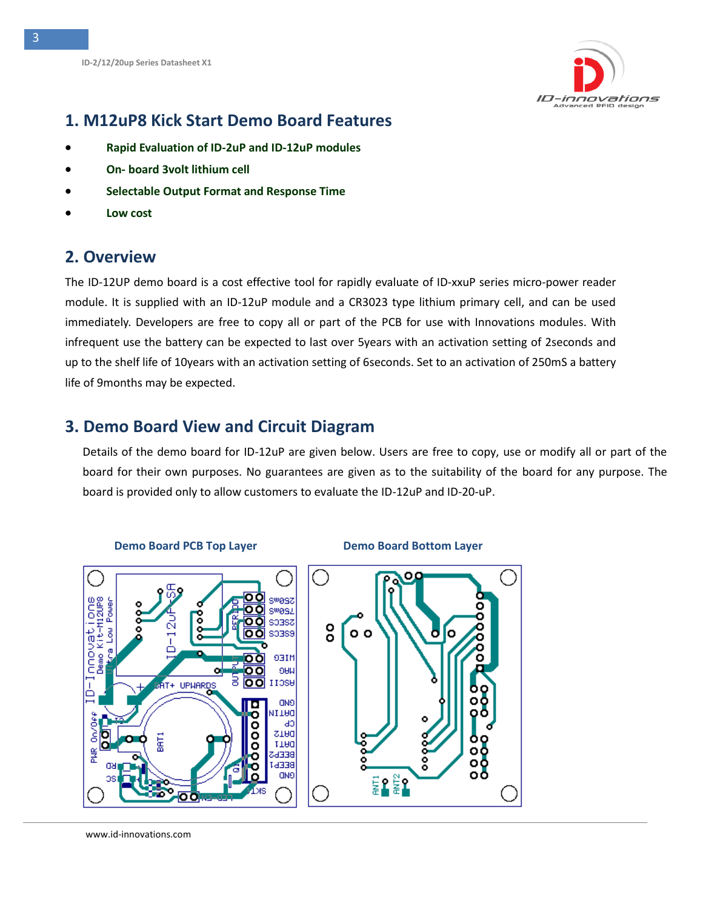## 1. M12uP8 Kick Start Demo Board Features

- **Rapid Evaluation of ID-2uP and ID-12uP modules**
- **On- board 3volt lithium cell**
- **Selectable Output Format and Response Time**
- **Low cost**

## 2. Overview

The ID-12UP demo board is a cost effective tool for rapidly evaluate of ID-xxuP series micro-power reader module. It is supplied with an ID-12uP module and a CR3023 type lithium primary cell, and can be used immediately. Developers are free to copy all or part of the PCB for use with Innovations modules. With infrequent use the battery can be expected to last over 5years with an activation setting of 2seconds and up to the shelf life of 10years with an activation setting of 6seconds. Set to an activation of 250mS a battery life of 9months may be expected.

## 3. Demo Board View and Circuit Diagram

Details of the demo board for ID-12uP are given below. Users are free to copy, use or modify all or part of the board for their own purposes. No guarantees are given as to the suitability of the board for any purpose. The board is provided only to allow customers to evaluate the ID-12uP and ID-20-uP.

**Demo Board PCB Top Layer**

**Demo Board Bottom Layer**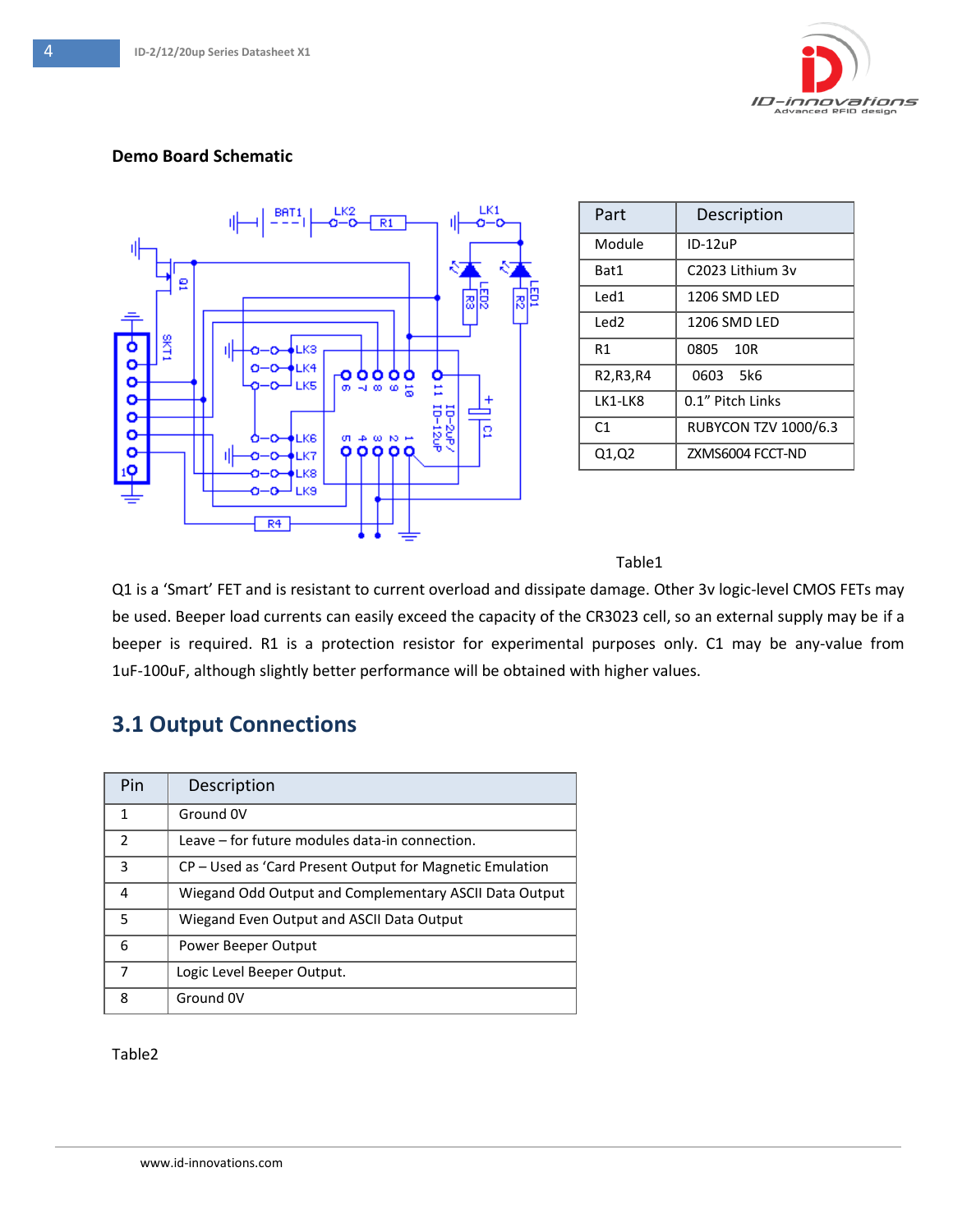**Demo Board Schematic**

| Part | Description |
| --- | --- |
| Module | ID-12uP |
| Bat1 | C2023 Lithium 3v |
| Led1 | 1206 SMD LED |
| Led2 | 1206 SMD LED |
| R1 | 0805 10R |
| R2,R3,R4 | 0603 5k6 |
| LK1-LK8 | 0.1" Pitch Links |
| C1 | RUBYCON TZV 1000/6.3 |
| Q1,Q2 | ZXMS6004 FCCT-ND |

Table1

Q1 is a 'Smart' FET and is resistant to current overload and dissipate damage. Other 3v logic-level CMOS FETs may be used. Beeper load currents can easily exceed the capacity of the CR3023 cell, so an external supply may be if a beeper is required. R1 is a protection resistor for experimental purposes only. C1 may be any-value from 1uF-100uF, although slightly better performance will be obtained with higher values.

## 3.1 Output Connections

| Pin | Description |
| --- | --- |
| 1 | Ground 0V |
| 2 | Leave – for future modules data-in connection. |
| 3 | CP – Used as 'Card Present Output for Magnetic Emulation |
| 4 | Wiegand Odd Output and Complementary ASCII Data Output |
| 5 | Wiegand Even Output and ASCII Data Output |
| 6 | Power Beeper Output |
| 7 | Logic Level Beeper Output. |
| 8 | Ground 0V |

Table2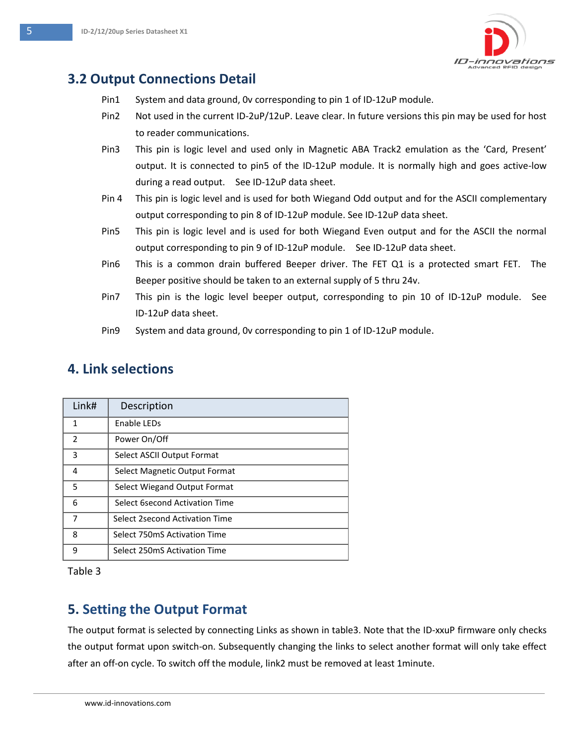## 3.2 Output Connections Detail

Pin1 System and data ground, 0v corresponding to pin 1 of ID-12uP module.

Pin2 Not used in the current ID-2uP/12uP. Leave clear. In future versions this pin may be used for host to reader communications.

Pin3 This pin is logic level and used only in Magnetic ABA Track2 emulation as the 'Card, Present' output. It is connected to pin5 of the ID-12uP module. It is normally high and goes active-low during a read output. See ID-12uP data sheet.

Pin 4 This pin is logic level and is used for both Wiegand Odd output and for the ASCII complementary output corresponding to pin 8 of ID-12uP module. See ID-12uP data sheet.

Pin5 This pin is logic level and is used for both Wiegand Even output and for the ASCII the normal output corresponding to pin 9 of ID-12uP module. See ID-12uP data sheet.

Pin6 This is a common drain buffered Beeper driver. The FET Q1 is a protected smart FET. The Beeper positive should be taken to an external supply of 5 thru 24v.

Pin7 This pin is the logic level beeper output, corresponding to pin 10 of ID-12uP module. See ID-12uP data sheet.

Pin9 System and data ground, 0v corresponding to pin 1 of ID-12uP module.

# 4. Link selections

| Link# | Description |
|---|---|
| 1 | Enable LEDs |
| 2 | Power On/Off |
| 3 | Select ASCII Output Format |
| 4 | Select Magnetic Output Format |
| 5 | Select Wiegand Output Format |
| 6 | Select 6second Activation Time |
| 7 | Select 2second Activation Time |
| 8 | Select 750mS Activation Time |
| 9 | Select 250mS Activation Time |

Table 3

# 5. Setting the Output Format

The output format is selected by connecting Links as shown in table3. Note that the ID-xxuP firmware only checks the output format upon switch-on. Subsequently changing the links to select another format will only take effect after an off-on cycle. To switch off the module, link2 must be removed at least 1minute.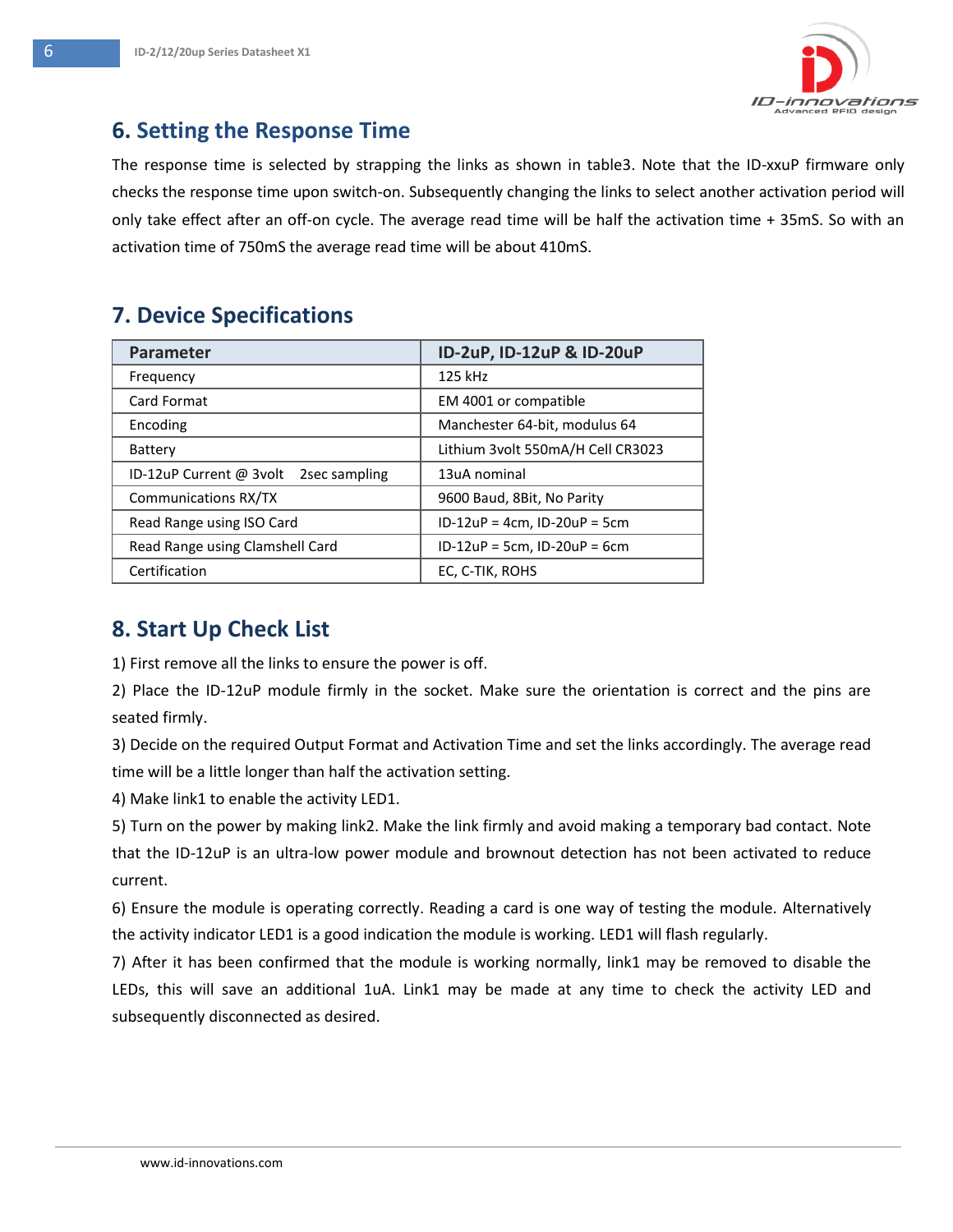## 6. Setting the Response Time

The response time is selected by strapping the links as shown in table3. Note that the ID-xxuP firmware only checks the response time upon switch-on. Subsequently changing the links to select another activation period will only take effect after an off-on cycle. The average read time will be half the activation time + 35mS. So with an activation time of 750mS the average read time will be about 410mS.

## 7. Device Specifications

| Parameter | ID-2uP, ID-12uP & ID-20uP |
|---|---|
| Frequency | 125 kHz |
| Card Format | EM 4001 or compatible |
| Encoding | Manchester 64-bit, modulus 64 |
| Battery | Lithium 3volt 550mA/H Cell CR3023 |
| ID-12uP Current @ 3volt    2sec sampling | 13uA nominal |
| Communications RX/TX | 9600 Baud, 8Bit, No Parity |
| Read Range using ISO Card | ID-12uP = 4cm, ID-20uP = 5cm |
| Read Range using Clamshell Card | ID-12uP = 5cm, ID-20uP = 6cm |
| Certification | EC, C-TIK, ROHS |

## 8. Start Up Check List

1) First remove all the links to ensure the power is off.

2) Place the ID-12uP module firmly in the socket. Make sure the orientation is correct and the pins are seated firmly.

3) Decide on the required Output Format and Activation Time and set the links accordingly. The average read time will be a little longer than half the activation setting.

4) Make link1 to enable the activity LED1.

5) Turn on the power by making link2. Make the link firmly and avoid making a temporary bad contact. Note that the ID-12uP is an ultra-low power module and brownout detection has not been activated to reduce current.

6) Ensure the module is operating correctly. Reading a card is one way of testing the module. Alternatively the activity indicator LED1 is a good indication the module is working. LED1 will flash regularly.

7) After it has been confirmed that the module is working normally, link1 may be removed to disable the LEDs, this will save an additional 1uA. Link1 may be made at any time to check the activity LED and subsequently disconnected as desired.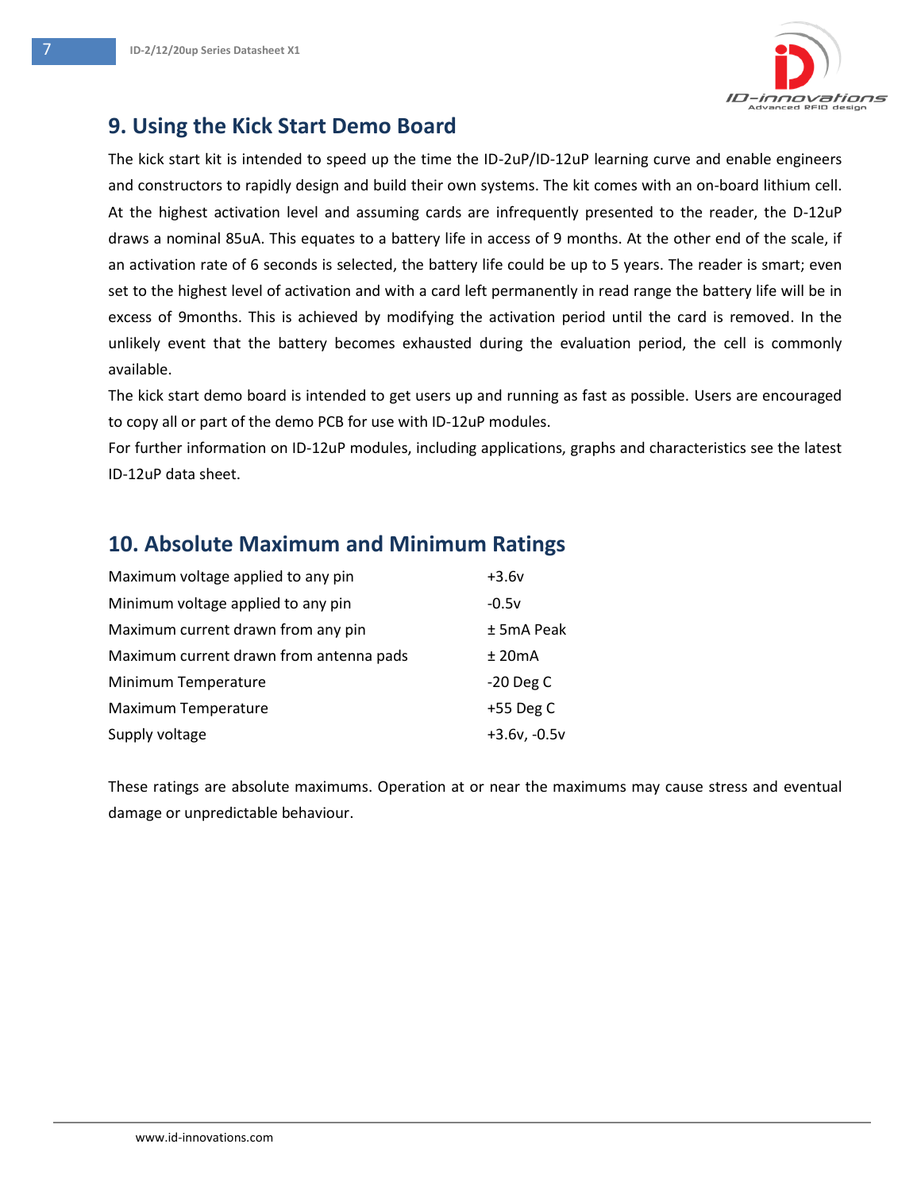## 9. Using the Kick Start Demo Board

The kick start kit is intended to speed up the time the ID-2uP/ID-12uP learning curve and enable engineers and constructors to rapidly design and build their own systems. The kit comes with an on-board lithium cell. At the highest activation level and assuming cards are infrequently presented to the reader, the D-12uP draws a nominal 85uA. This equates to a battery life in access of 9 months. At the other end of the scale, if an activation rate of 6 seconds is selected, the battery life could be up to 5 years. The reader is smart; even set to the highest level of activation and with a card left permanently in read range the battery life will be in excess of 9months. This is achieved by modifying the activation period until the card is removed. In the unlikely event that the battery becomes exhausted during the evaluation period, the cell is commonly available.

The kick start demo board is intended to get users up and running as fast as possible. Users are encouraged to copy all or part of the demo PCB for use with ID-12uP modules.

For further information on ID-12uP modules, including applications, graphs and characteristics see the latest ID-12uP data sheet.

## 10. Absolute Maximum and Minimum Ratings

| | |
|---|---|
| Maximum voltage applied to any pin | +3.6v |
| Minimum voltage applied to any pin | -0.5v |
| Maximum current drawn from any pin | ± 5mA Peak |
| Maximum current drawn from antenna pads | ± 20mA |
| Minimum Temperature | -20 Deg C |
| Maximum Temperature | +55 Deg C |
| Supply voltage | +3.6v, -0.5v |

These ratings are absolute maximums. Operation at or near the maximums may cause stress and eventual damage or unpredictable behaviour.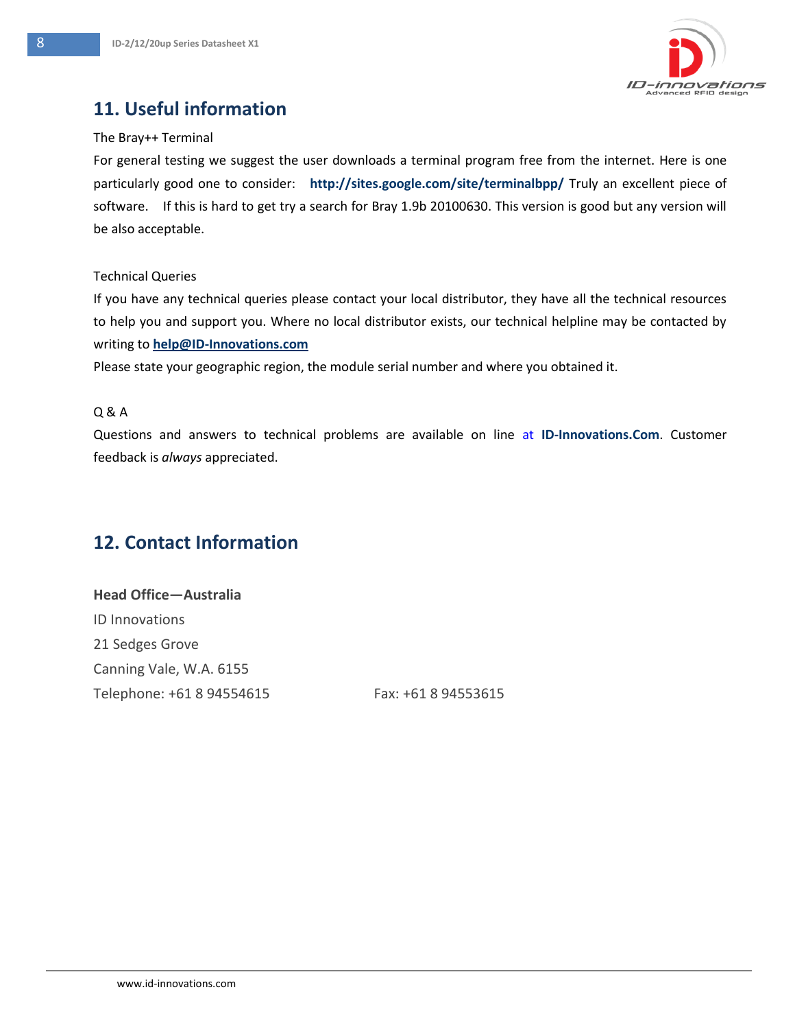## 11. Useful information

The Bray++ Terminal

For general testing we suggest the user downloads a terminal program free from the internet. Here is one particularly good one to consider: **http://sites.google.com/site/terminalbpp/** Truly an excellent piece of software. If this is hard to get try a search for Bray 1.9b 20100630. This version is good but any version will be also acceptable.

Technical Queries

If you have any technical queries please contact your local distributor, they have all the technical resources to help you and support you. Where no local distributor exists, our technical helpline may be contacted by writing to **help@ID-Innovations.com**

Please state your geographic region, the module serial number and where you obtained it.

Q & A

Questions and answers to technical problems are available on line at **ID-Innovations.Com**. Customer feedback is *always* appreciated.

## 12. Contact Information

**Head Office—Australia**

ID Innovations

21 Sedges Grove

Canning Vale, W.A. 6155

Telephone: +61 8 94554615 Fax: +61 8 94553615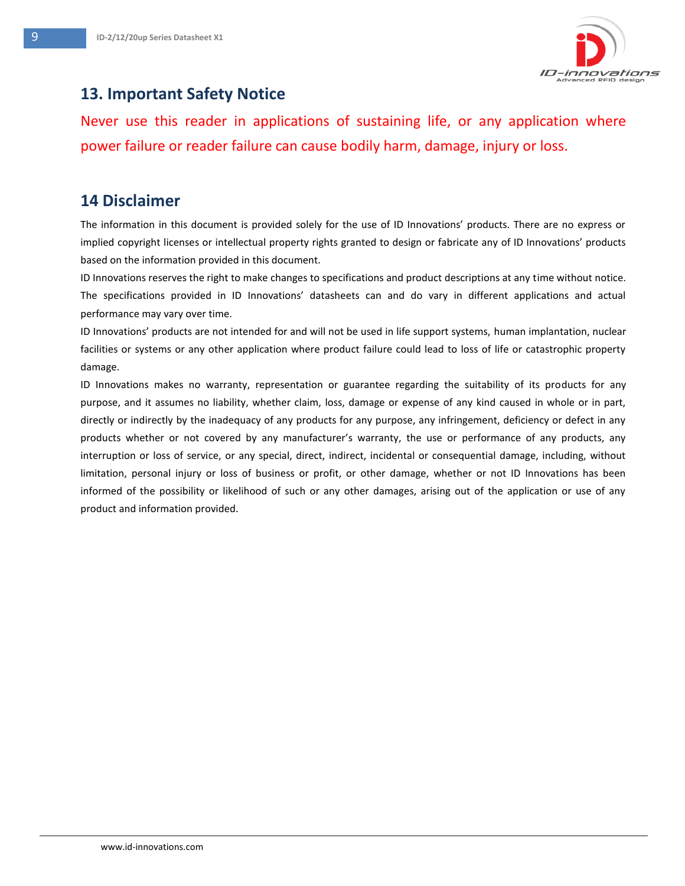## 13. Important Safety Notice

Never use this reader in applications of sustaining life, or any application where power failure or reader failure can cause bodily harm, damage, injury or loss.

## 14 Disclaimer

The information in this document is provided solely for the use of ID Innovations' products. There are no express or implied copyright licenses or intellectual property rights granted to design or fabricate any of ID Innovations' products based on the information provided in this document.

ID Innovations reserves the right to make changes to specifications and product descriptions at any time without notice. The specifications provided in ID Innovations' datasheets can and do vary in different applications and actual performance may vary over time.

ID Innovations' products are not intended for and will not be used in life support systems, human implantation, nuclear facilities or systems or any other application where product failure could lead to loss of life or catastrophic property damage.

ID Innovations makes no warranty, representation or guarantee regarding the suitability of its products for any purpose, and it assumes no liability, whether claim, loss, damage or expense of any kind caused in whole or in part, directly or indirectly by the inadequacy of any products for any purpose, any infringement, deficiency or defect in any products whether or not covered by any manufacturer's warranty, the use or performance of any products, any interruption or loss of service, or any special, direct, indirect, incidental or consequential damage, including, without limitation, personal injury or loss of business or profit, or other damage, whether or not ID Innovations has been informed of the possibility or likelihood of such or any other damages, arising out of the application or use of any product and information provided.